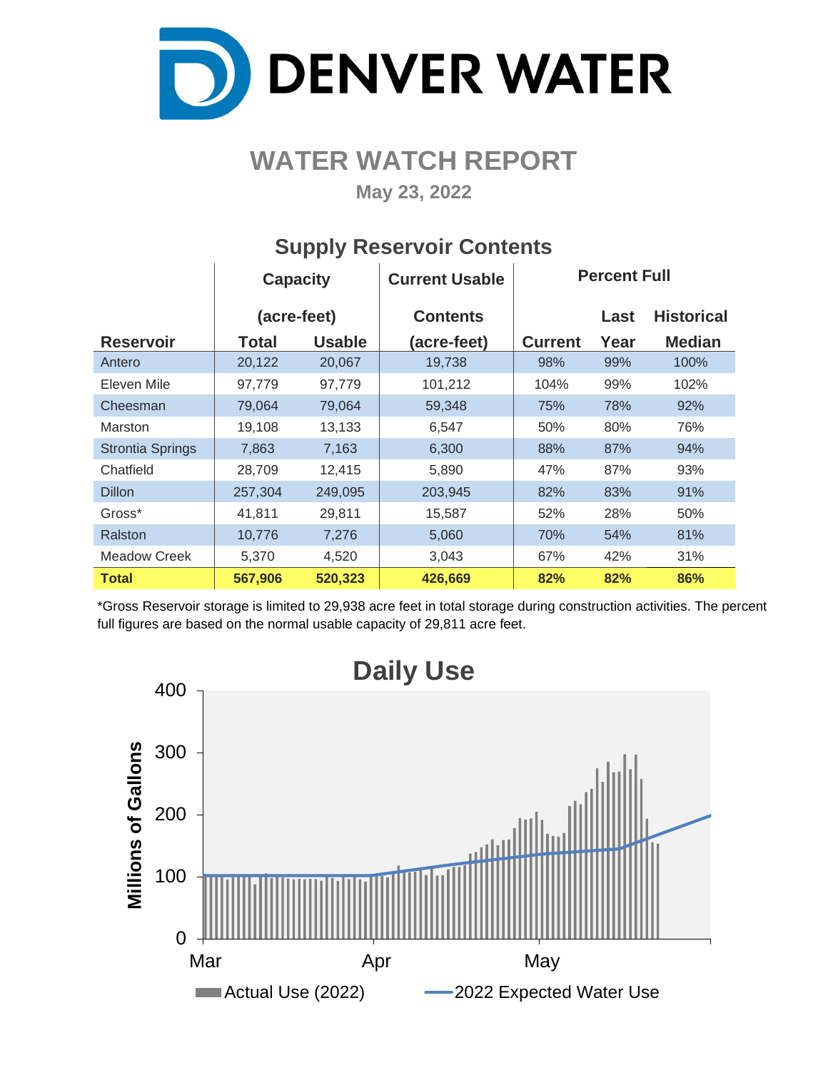# DENVER WATER

## WATER WATCH REPORT

**May 23, 2022**

### Supply Reservoir Contents

| Reservoir | Capacity (acre-feet) Total | Capacity (acre-feet) Usable | Current Usable Contents (acre-feet) | Percent Full Current | Percent Full Last Year | Percent Full Historical Median |
|---|---|---|---|---|---|---|
| Antero | 20,122 | 20,067 | 19,738 | 98% | 99% | 100% |
| Eleven Mile | 97,779 | 97,779 | 101,212 | 104% | 99% | 102% |
| Cheesman | 79,064 | 79,064 | 59,348 | 75% | 78% | 92% |
| Marston | 19,108 | 13,133 | 6,547 | 50% | 80% | 76% |
| Strontia Springs | 7,863 | 7,163 | 6,300 | 88% | 87% | 94% |
| Chatfield | 28,709 | 12,415 | 5,890 | 47% | 87% | 93% |
| Dillon | 257,304 | 249,095 | 203,945 | 82% | 83% | 91% |
| Gross* | 41,811 | 29,811 | 15,587 | 52% | 28% | 50% |
| Ralston | 10,776 | 7,276 | 5,060 | 70% | 54% | 81% |
| Meadow Creek | 5,370 | 4,520 | 3,043 | 67% | 42% | 31% |
| **Total** | **567,906** | **520,323** | **426,669** | **82%** | **82%** | **86%** |

*Gross Reservoir storage is limited to 29,938 acre feet in total storage during construction activities. The percent full figures are based on the normal usable capacity of 29,811 acre feet.

### Daily Use

Millions of Gallons (0–400), Mar – May

Actual Use (2022) — 2022 Expected Water Use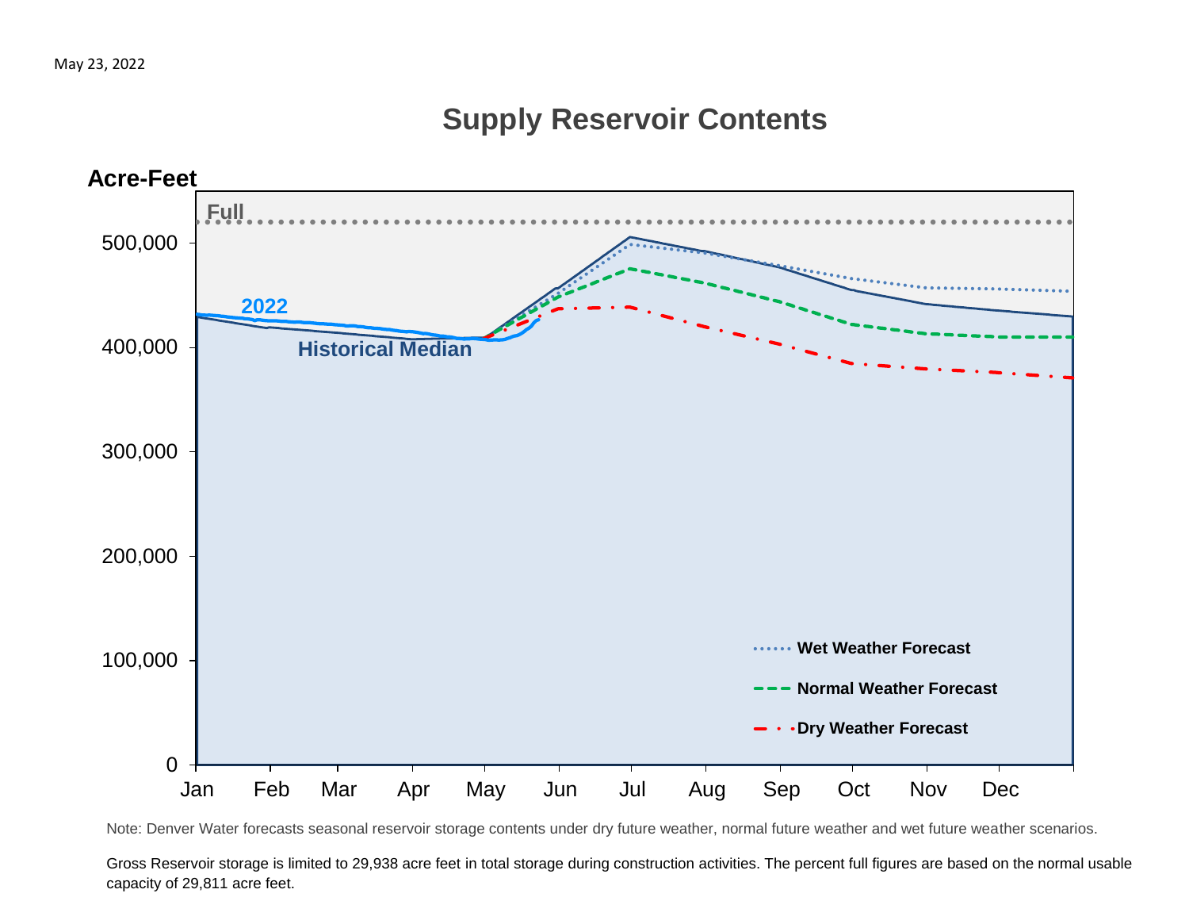May 23, 2022

# Supply Reservoir Contents

Acre-Feet

Full

500,000
400,000
300,000
200,000
100,000
0

Jan Feb Mar Apr May Jun Jul Aug Sep Oct Nov Dec

2022

Historical Median

Wet Weather Forecast

Normal Weather Forecast

Dry Weather Forecast

Note: Denver Water forecasts seasonal reservoir storage contents under dry future weather, normal future weather and wet future weather scenarios.

Gross Reservoir storage is limited to 29,938 acre feet in total storage during construction activities. The percent full figures are based on the normal usable capacity of 29,811 acre feet.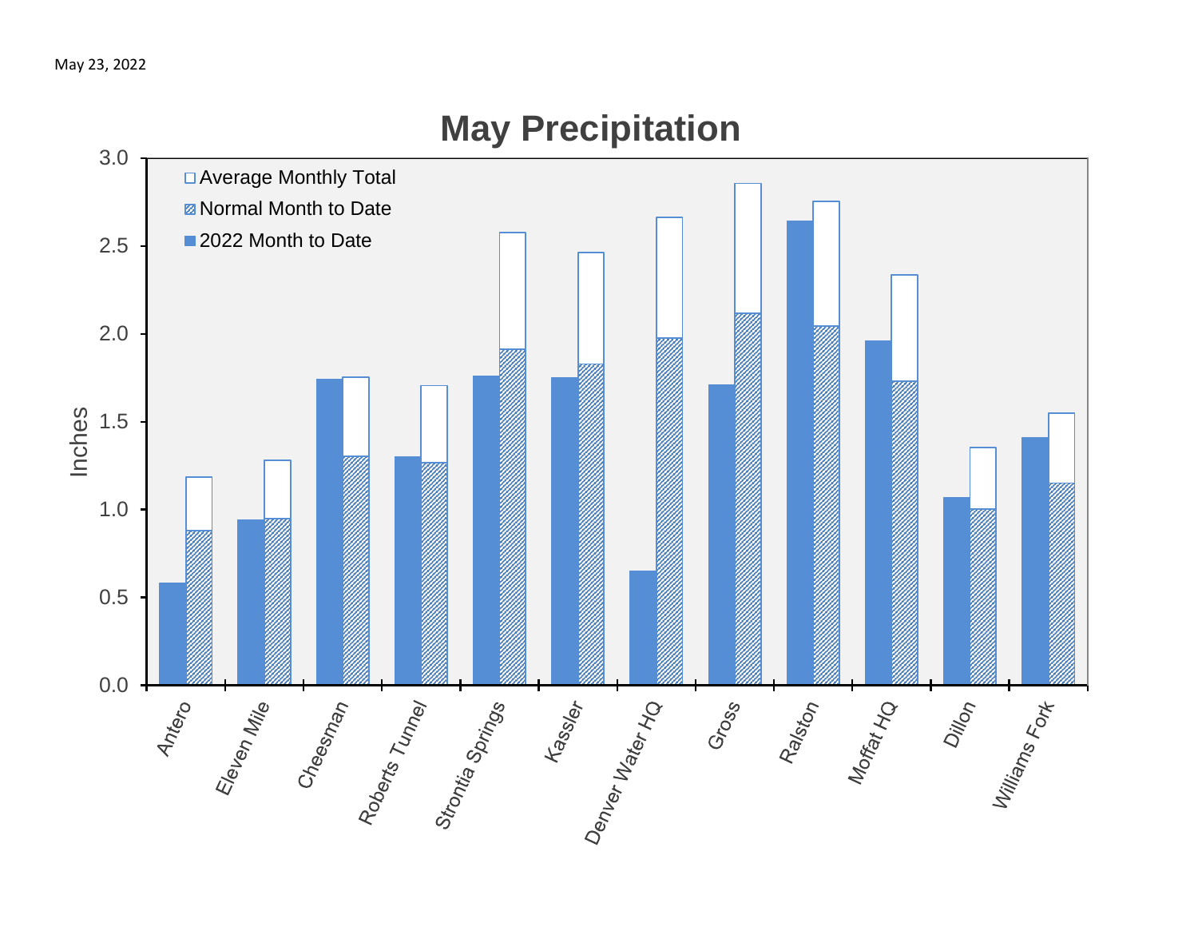May 23, 2022

# May Precipitation

Inches

- Average Monthly Total
- Normal Month to Date
- 2022 Month to Date

3.0, 2.5, 2.0, 1.5, 1.0, 0.5, 0.0

Antero, Eleven Mile, Cheesman, Roberts Tunnel, Strontia Springs, Kassler, Denver Water HQ, Gross, Ralston, Moffat HQ, Dillon, Williams Fork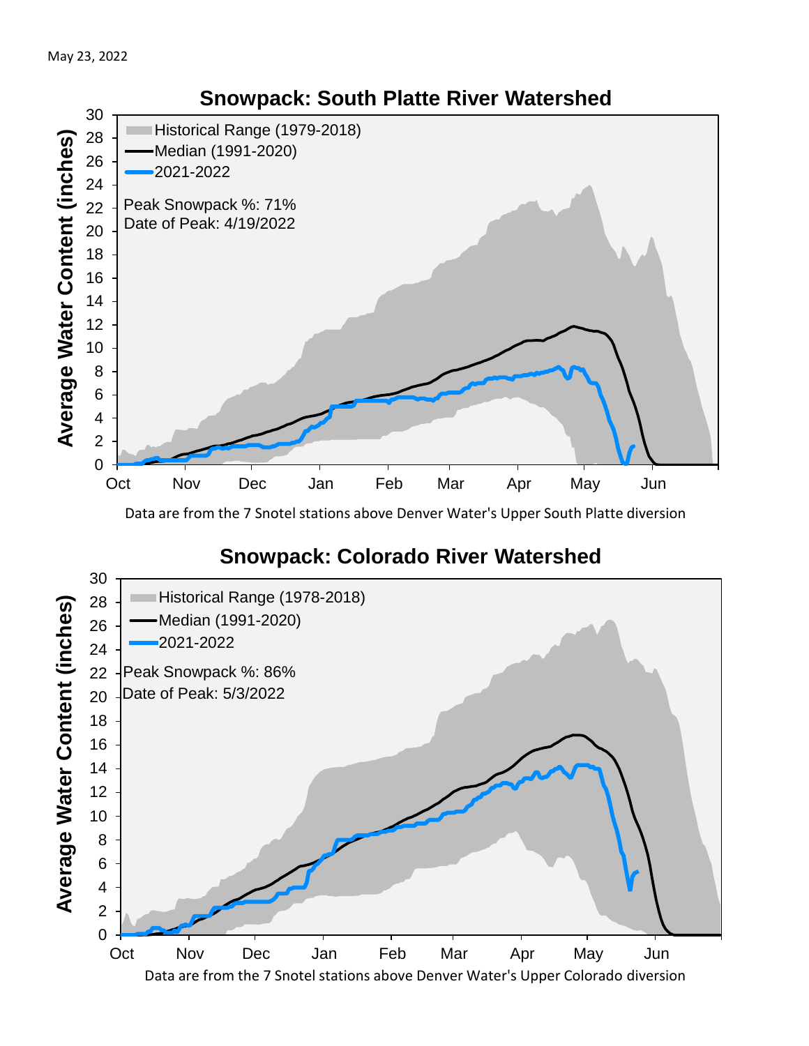May 23, 2022

## Snowpack: South Platte River Watershed

Historical Range (1979-2018)
Median (1991-2020)
2021-2022

Peak Snowpack %: 71%
Date of Peak: 4/19/2022

Average Water Content (inches)

Data are from the 7 Snotel stations above Denver Water's Upper South Platte diversion

## Snowpack: Colorado River Watershed

Historical Range (1978-2018)
Median (1991-2020)
2021-2022

Peak Snowpack %: 86%
Date of Peak: 5/3/2022

Average Water Content (inches)

Data are from the 7 Snotel stations above Denver Water's Upper Colorado diversion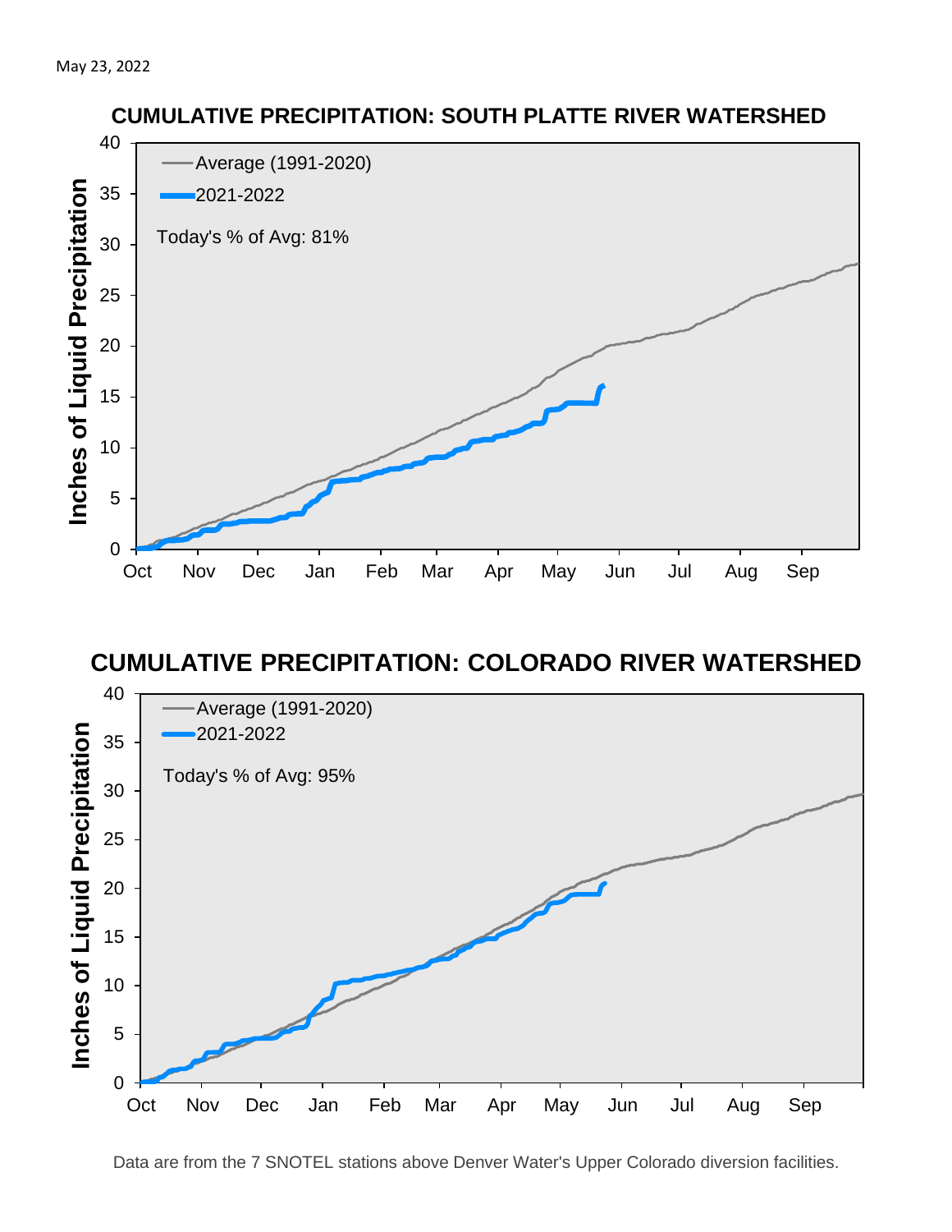May 23, 2022

## CUMULATIVE PRECIPITATION: SOUTH PLATTE RIVER WATERSHED

Average (1991-2020)
2021-2022

Today's % of Avg: 81%

Inches of Liquid Precipitation

Oct Nov Dec Jan Feb Mar Apr May Jun Jul Aug Sep

## CUMULATIVE PRECIPITATION: COLORADO RIVER WATERSHED

Average (1991-2020)
2021-2022

Today's % of Avg: 95%

Inches of Liquid Precipitation

Oct Nov Dec Jan Feb Mar Apr May Jun Jul Aug Sep

Data are from the 7 SNOTEL stations above Denver Water's Upper Colorado diversion facilities.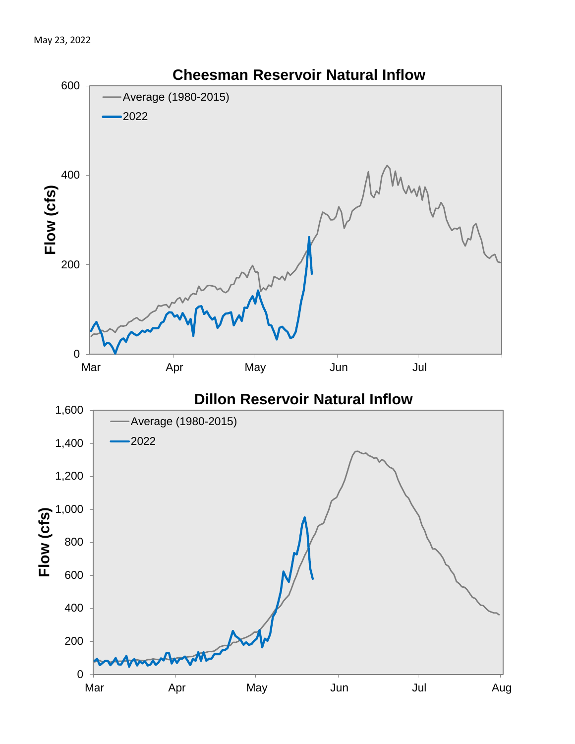May 23, 2022

## Cheesman Reservoir Natural Inflow

Flow (cfs): 0, 200, 400, 600

Mar, Apr, May, Jun, Jul

Average (1980-2015)

2022

## Dillon Reservoir Natural Inflow

Flow (cfs): 0, 200, 400, 600, 800, 1,000, 1,200, 1,400, 1,600

Mar, Apr, May, Jun, Jul, Aug

Average (1980-2015)

2022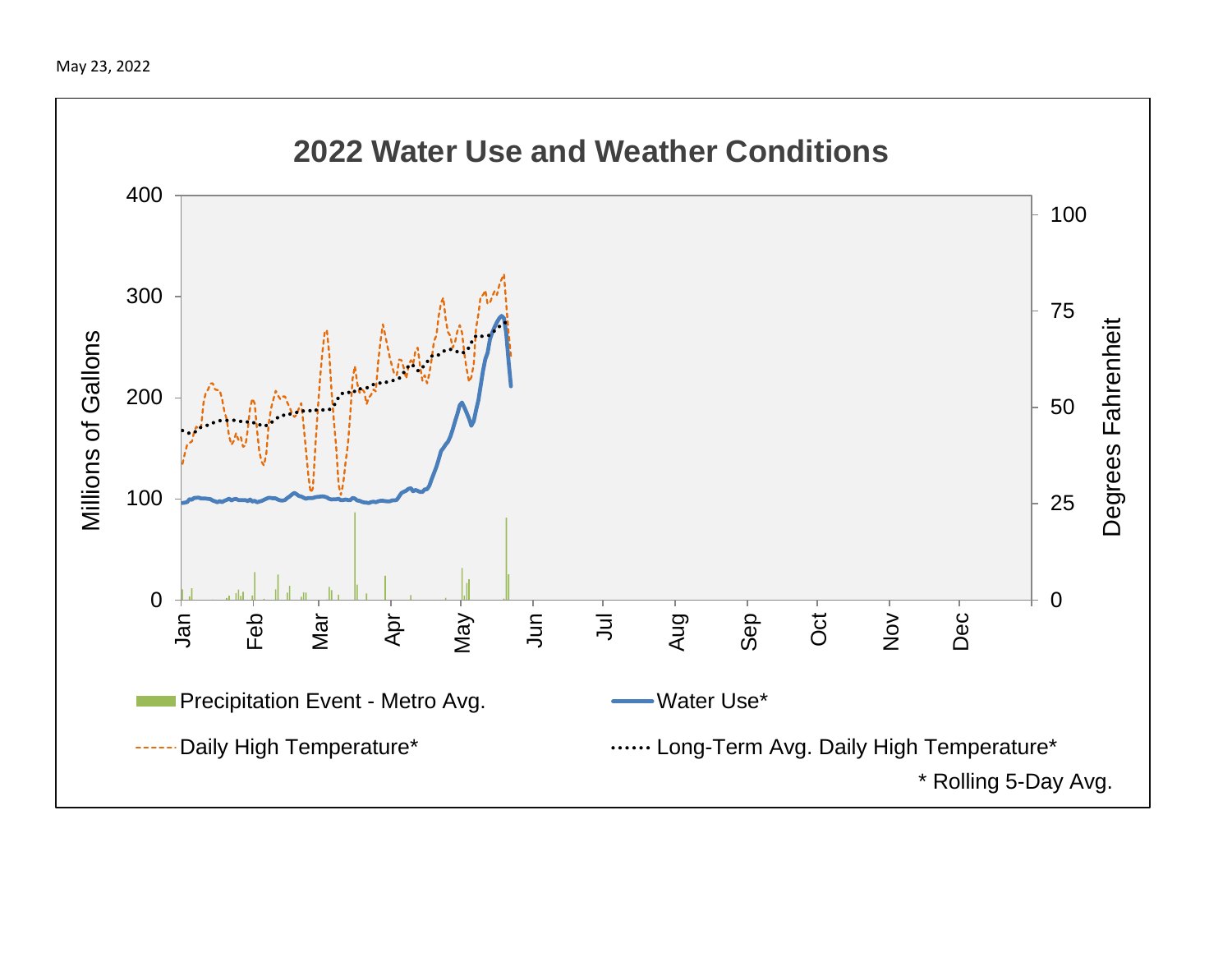May 23, 2022

## 2022 Water Use and Weather Conditions

Millions of Gallons: 0, 100, 200, 300, 400

Degrees Fahrenheit: 0, 25, 50, 75, 100

Jan, Feb, Mar, Apr, May, Jun, Jul, Aug, Sep, Oct, Nov, Dec

Precipitation Event - Metro Avg.

Water Use*

Daily High Temperature*

Long-Term Avg. Daily High Temperature*

\* Rolling 5-Day Avg.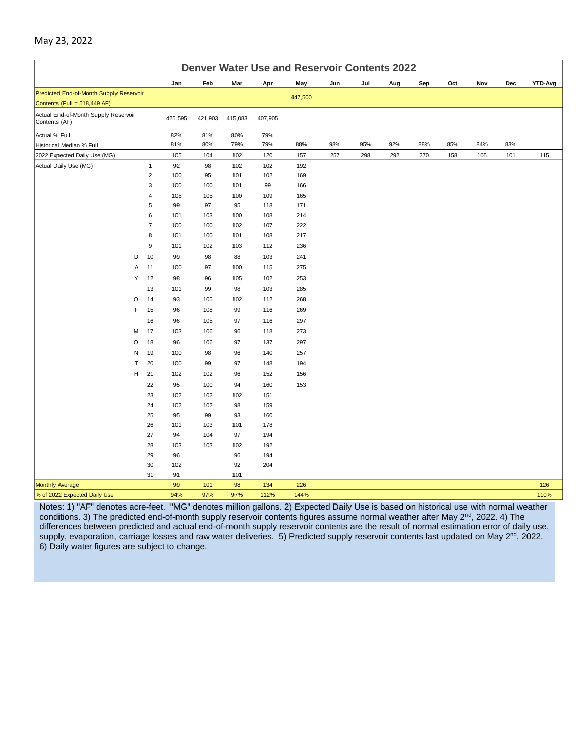May 23, 2022

## Denver Water Use and Reservoir Contents 2022

| | | Jan | Feb | Mar | Apr | May | Jun | Jul | Aug | Sep | Oct | Nov | Dec | YTD-Avg |
|---|---|---|---|---|---|---|---|---|---|---|---|---|---|---|
| Predicted End-of-Month Supply Reservoir Contents (Full = 518,449 AF) | | | | | | 447,500 | | | | | | | | |
| Actual End-of-Month Supply Reservoir Contents (AF) | | 425,595 | 421,903 | 415,083 | 407,905 | | | | | | | | | |
| Actual % Full | | 82% | 81% | 80% | 79% | | | | | | | | | |
| Historical Median % Full | | 81% | 80% | 79% | 79% | 88% | 98% | 95% | 92% | 88% | 85% | 84% | 83% | |
| 2022 Expected Daily Use (MG) | | 105 | 104 | 102 | 120 | 157 | 257 | 298 | 292 | 270 | 158 | 105 | 101 | 115 |
| Actual Daily Use (MG) | 1 | 92 | 98 | 102 | 102 | 192 | | | | | | | | |
| | 2 | 100 | 95 | 101 | 102 | 169 | | | | | | | | |
| | 3 | 100 | 100 | 101 | 99 | 166 | | | | | | | | |
| | 4 | 105 | 105 | 100 | 109 | 165 | | | | | | | | |
| | 5 | 99 | 97 | 95 | 118 | 171 | | | | | | | | |
| | 6 | 101 | 103 | 100 | 108 | 214 | | | | | | | | |
| | 7 | 100 | 100 | 102 | 107 | 222 | | | | | | | | |
| | 8 | 101 | 100 | 101 | 108 | 217 | | | | | | | | |
| | 9 | 101 | 102 | 103 | 112 | 236 | | | | | | | | |
| D | 10 | 99 | 98 | 88 | 103 | 241 | | | | | | | | |
| A | 11 | 100 | 97 | 100 | 115 | 275 | | | | | | | | |
| Y | 12 | 98 | 96 | 105 | 102 | 253 | | | | | | | | |
| | 13 | 101 | 99 | 98 | 103 | 285 | | | | | | | | |
| O | 14 | 93 | 105 | 102 | 112 | 268 | | | | | | | | |
| F | 15 | 96 | 108 | 99 | 116 | 269 | | | | | | | | |
| | 16 | 96 | 105 | 97 | 116 | 297 | | | | | | | | |
| M | 17 | 103 | 106 | 96 | 118 | 273 | | | | | | | | |
| O | 18 | 96 | 106 | 97 | 137 | 297 | | | | | | | | |
| N | 19 | 100 | 98 | 96 | 140 | 257 | | | | | | | | |
| T | 20 | 100 | 99 | 97 | 148 | 194 | | | | | | | | |
| H | 21 | 102 | 102 | 96 | 152 | 156 | | | | | | | | |
| | 22 | 95 | 100 | 94 | 160 | 153 | | | | | | | | |
| | 23 | 102 | 102 | 102 | 151 | | | | | | | | | |
| | 24 | 102 | 102 | 98 | 159 | | | | | | | | | |
| | 25 | 95 | 99 | 93 | 160 | | | | | | | | | |
| | 26 | 101 | 103 | 101 | 178 | | | | | | | | | |
| | 27 | 94 | 104 | 97 | 194 | | | | | | | | | |
| | 28 | 103 | 103 | 102 | 192 | | | | | | | | | |
| | 29 | 96 | | 96 | 194 | | | | | | | | | |
| | 30 | 102 | | 92 | 204 | | | | | | | | | |
| | 31 | 91 | | 101 | | | | | | | | | | |
| Monthly Average | | 99 | 101 | 98 | 134 | 226 | | | | | | | | 126 |
| % of 2022 Expected Daily Use | | 94% | 97% | 97% | 112% | 144% | | | | | | | | 110% |

Notes: 1) "AF" denotes acre-feet. "MG" denotes million gallons. 2) Expected Daily Use is based on historical use with normal weather conditions. 3) The predicted end-of-month supply reservoir contents figures assume normal weather after May 2nd, 2022. 4) The differences between predicted and actual end-of-month supply reservoir contents are the result of normal estimation error of daily use, supply, evaporation, carriage losses and raw water deliveries. 5) Predicted supply reservoir contents last updated on May 2nd, 2022. 6) Daily water figures are subject to change.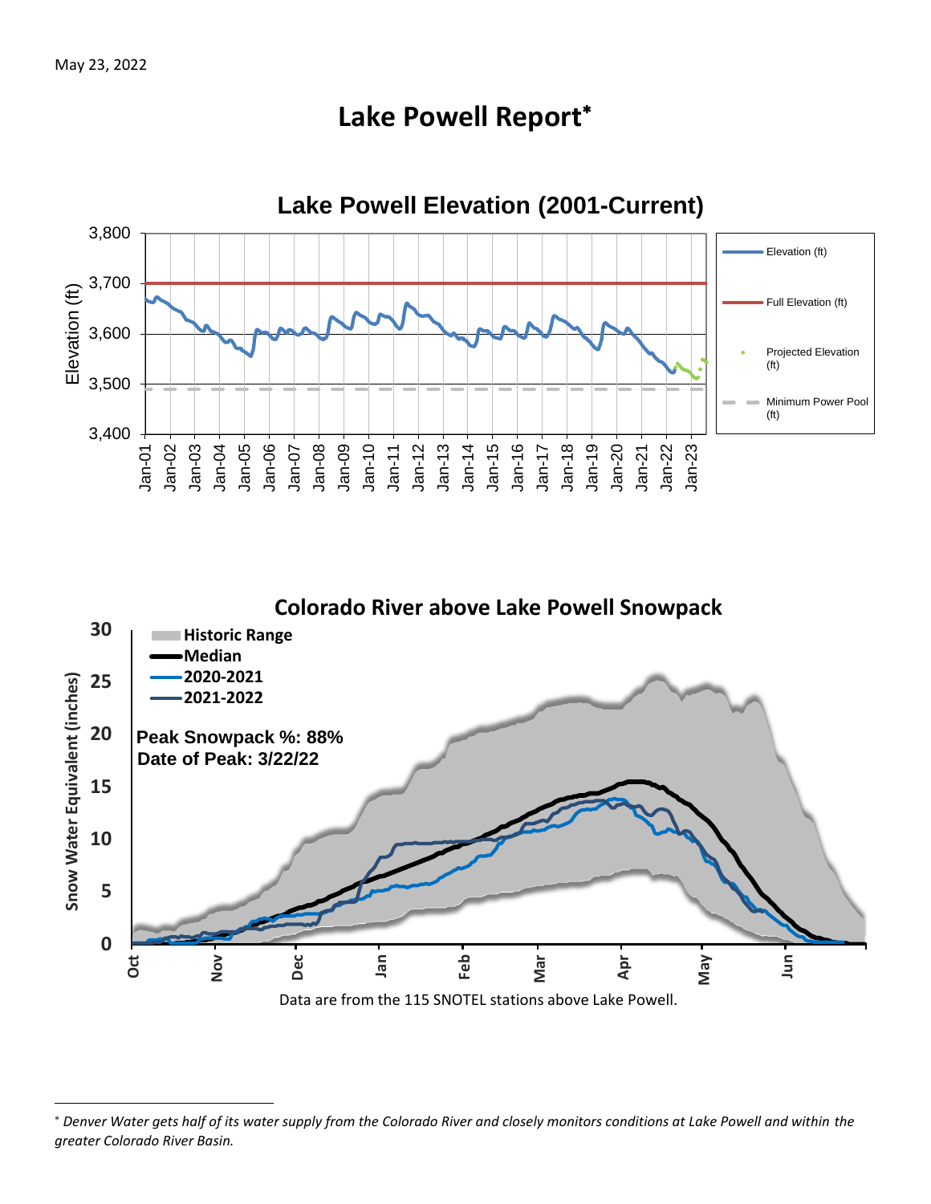May 23, 2022

# Lake Powell Report*

## Lake Powell Elevation (2001-Current)

Elevation (ft)

3,800
3,700
3,600
3,500
3,400

Jan-01 Jan-02 Jan-03 Jan-04 Jan-05 Jan-06 Jan-07 Jan-08 Jan-09 Jan-10 Jan-11 Jan-12 Jan-13 Jan-14 Jan-15 Jan-16 Jan-17 Jan-18 Jan-19 Jan-20 Jan-21 Jan-22 Jan-23

Elevation (ft)
Full Elevation (ft)
Projected Elevation (ft)
Minimum Power Pool (ft)

## Colorado River above Lake Powell Snowpack

Historic Range
Median
2020-2021
2021-2022

**Peak Snowpack %: 88%**
**Date of Peak: 3/22/22**

Snow Water Equivalent (inches)

30
25
20
15
10
5
0

Oct Nov Dec Jan Feb Mar Apr May Jun

Data are from the 115 SNOTEL stations above Lake Powell.

---

* *Denver Water gets half of its water supply from the Colorado River and closely monitors conditions at Lake Powell and within the greater Colorado River Basin.*